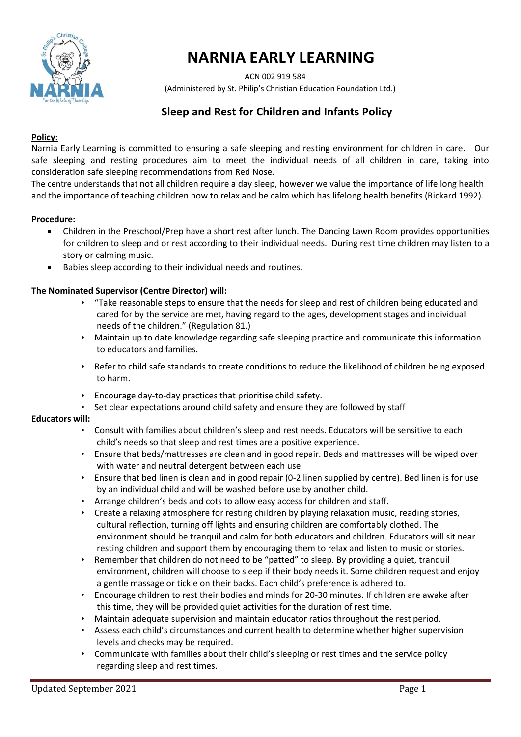# NARNIA EARLY LEARNING

ACN 002 919 584

(Administered by St. Philip's Christian Education Foundation Ltd.)

## Sleep and Rest for Children and Infants Policy

**Policy:**

Narnia Early Learning is committed to ensuring a safe sleeping and resting environment for children in care. Our safe sleeping and resting procedures aim to meet the individual needs of all children in care, taking into consideration safe sleeping recommendations from Red Nose.

The centre understands that not all children require a day sleep, however we value the importance of life long health and the importance of teaching children how to relax and be calm which has lifelong health benefits (Rickard 1992).

**Procedure:**

- Children in the Preschool/Prep have a short rest after lunch. The Dancing Lawn Room provides opportunities for children to sleep and or rest according to their individual needs. During rest time children may listen to a story or calming music.
- Babies sleep according to their individual needs and routines.

**The Nominated Supervisor (Centre Director) will:**

- "Take reasonable steps to ensure that the needs for sleep and rest of children being educated and cared for by the service are met, having regard to the ages, development stages and individual needs of the children." (Regulation 81.)
- Maintain up to date knowledge regarding safe sleeping practice and communicate this information to educators and families.
- Refer to child safe standards to create conditions to reduce the likelihood of children being exposed to harm.
- Encourage day-to-day practices that prioritise child safety.
- Set clear expectations around child safety and ensure they are followed by staff

**Educators will:**

- Consult with families about children's sleep and rest needs. Educators will be sensitive to each child's needs so that sleep and rest times are a positive experience.
- Ensure that beds/mattresses are clean and in good repair. Beds and mattresses will be wiped over with water and neutral detergent between each use.
- Ensure that bed linen is clean and in good repair (0-2 linen supplied by centre). Bed linen is for use by an individual child and will be washed before use by another child.
- Arrange children's beds and cots to allow easy access for children and staff.
- Create a relaxing atmosphere for resting children by playing relaxation music, reading stories, cultural reflection, turning off lights and ensuring children are comfortably clothed. The environment should be tranquil and calm for both educators and children. Educators will sit near resting children and support them by encouraging them to relax and listen to music or stories.
- Remember that children do not need to be "patted" to sleep. By providing a quiet, tranquil environment, children will choose to sleep if their body needs it. Some children request and enjoy a gentle massage or tickle on their backs. Each child's preference is adhered to.
- Encourage children to rest their bodies and minds for 20-30 minutes. If children are awake after this time, they will be provided quiet activities for the duration of rest time.
- Maintain adequate supervision and maintain educator ratios throughout the rest period.
- Assess each child's circumstances and current health to determine whether higher supervision levels and checks may be required.
- Communicate with families about their child's sleeping or rest times and the service policy regarding sleep and rest times.

Updated September 2021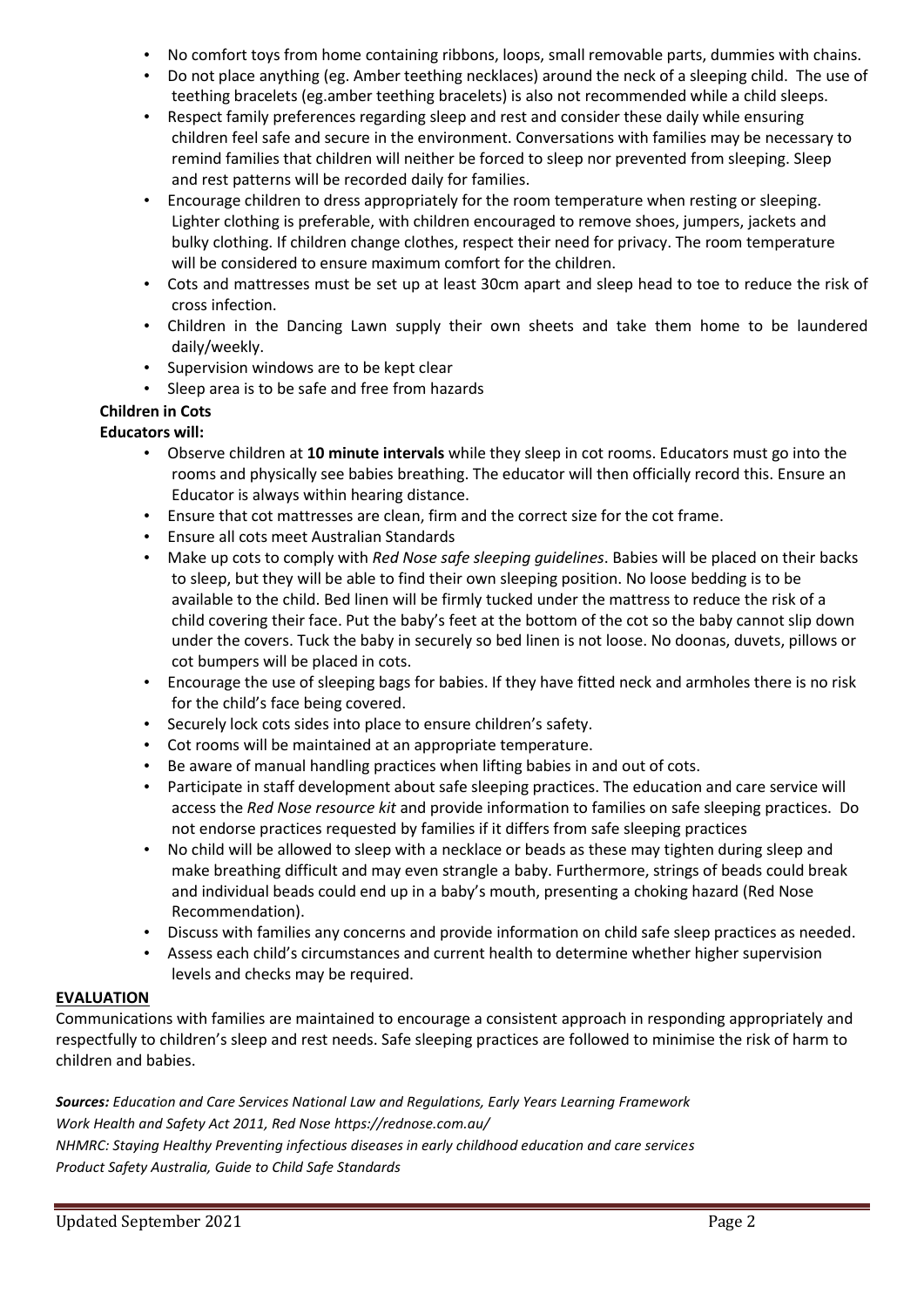- No comfort toys from home containing ribbons, loops, small removable parts, dummies with chains.
- Do not place anything (eg. Amber teething necklaces) around the neck of a sleeping child. The use of teething bracelets (eg.amber teething bracelets) is also not recommended while a child sleeps.
- Respect family preferences regarding sleep and rest and consider these daily while ensuring children feel safe and secure in the environment. Conversations with families may be necessary to remind families that children will neither be forced to sleep nor prevented from sleeping. Sleep and rest patterns will be recorded daily for families.
- Encourage children to dress appropriately for the room temperature when resting or sleeping. Lighter clothing is preferable, with children encouraged to remove shoes, jumpers, jackets and bulky clothing. If children change clothes, respect their need for privacy. The room temperature will be considered to ensure maximum comfort for the children.
- Cots and mattresses must be set up at least 30cm apart and sleep head to toe to reduce the risk of cross infection.
- Children in the Dancing Lawn supply their own sheets and take them home to be laundered daily/weekly.
- Supervision windows are to be kept clear
- Sleep area is to be safe and free from hazards

**Children in Cots**

**Educators will:**

- Observe children at **10 minute intervals** while they sleep in cot rooms. Educators must go into the rooms and physically see babies breathing. The educator will then officially record this. Ensure an Educator is always within hearing distance.
- Ensure that cot mattresses are clean, firm and the correct size for the cot frame.
- Ensure all cots meet Australian Standards
- Make up cots to comply with *Red Nose safe sleeping guidelines*. Babies will be placed on their backs to sleep, but they will be able to find their own sleeping position. No loose bedding is to be available to the child. Bed linen will be firmly tucked under the mattress to reduce the risk of a child covering their face. Put the baby's feet at the bottom of the cot so the baby cannot slip down under the covers. Tuck the baby in securely so bed linen is not loose. No doonas, duvets, pillows or cot bumpers will be placed in cots.
- Encourage the use of sleeping bags for babies. If they have fitted neck and armholes there is no risk for the child's face being covered.
- Securely lock cots sides into place to ensure children's safety.
- Cot rooms will be maintained at an appropriate temperature.
- Be aware of manual handling practices when lifting babies in and out of cots.
- Participate in staff development about safe sleeping practices. The education and care service will access the *Red Nose resource kit* and provide information to families on safe sleeping practices. Do not endorse practices requested by families if it differs from safe sleeping practices
- No child will be allowed to sleep with a necklace or beads as these may tighten during sleep and make breathing difficult and may even strangle a baby. Furthermore, strings of beads could break and individual beads could end up in a baby's mouth, presenting a choking hazard (Red Nose Recommendation).
- Discuss with families any concerns and provide information on child safe sleep practices as needed.
- Assess each child's circumstances and current health to determine whether higher supervision levels and checks may be required.

## EVALUATION

Communications with families are maintained to encourage a consistent approach in responding appropriately and respectfully to children's sleep and rest needs. Safe sleeping practices are followed to minimise the risk of harm to children and babies.

***Sources:*** *Education and Care Services National Law and Regulations, Early Years Learning Framework*
*Work Health and Safety Act 2011, Red Nose https://rednose.com.au/*
*NHMRC: Staying Healthy Preventing infectious diseases in early childhood education and care services*
*Product Safety Australia, Guide to Child Safe Standards*

Updated September 2021